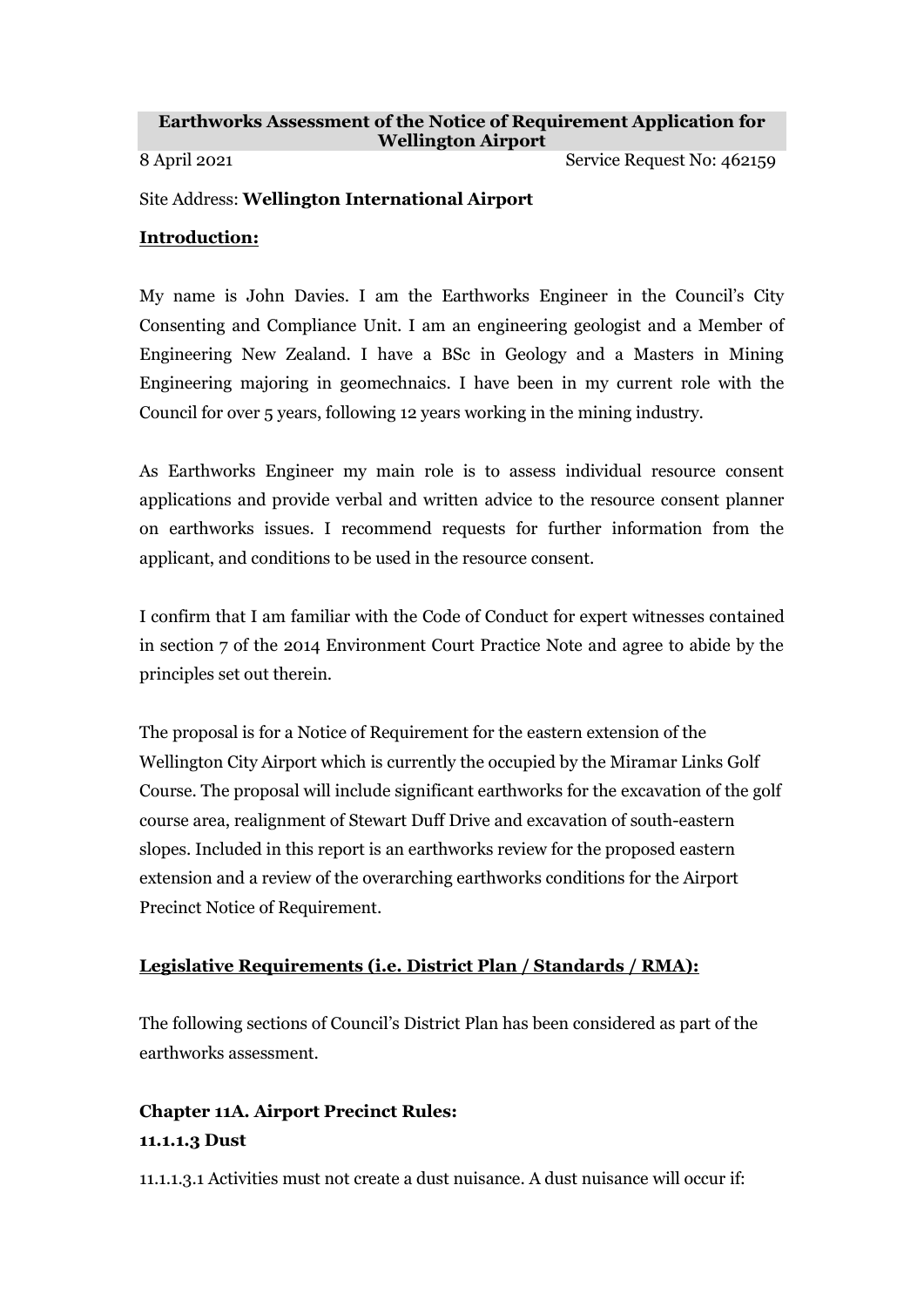**Earthworks Assessment of the Notice of Requirement Application for Wellington Airport**

8 April 2021 Service Request No: 462159

Site Address: **Wellington International Airport**

**Introduction:**

My name is John Davies. I am the Earthworks Engineer in the Council's City Consenting and Compliance Unit. I am an engineering geologist and a Member of Engineering New Zealand. I have a BSc in Geology and a Masters in Mining Engineering majoring in geomechnaics. I have been in my current role with the Council for over 5 years, following 12 years working in the mining industry.

As Earthworks Engineer my main role is to assess individual resource consent applications and provide verbal and written advice to the resource consent planner on earthworks issues. I recommend requests for further information from the applicant, and conditions to be used in the resource consent.

I confirm that I am familiar with the Code of Conduct for expert witnesses contained in section 7 of the 2014 Environment Court Practice Note and agree to abide by the principles set out therein.

The proposal is for a Notice of Requirement for the eastern extension of the Wellington City Airport which is currently the occupied by the Miramar Links Golf Course. The proposal will include significant earthworks for the excavation of the golf course area, realignment of Stewart Duff Drive and excavation of south-eastern slopes. Included in this report is an earthworks review for the proposed eastern extension and a review of the overarching earthworks conditions for the Airport Precinct Notice of Requirement.

**Legislative Requirements (i.e. District Plan / Standards / RMA):**

The following sections of Council's District Plan has been considered as part of the earthworks assessment.

**Chapter 11A. Airport Precinct Rules:**

**11.1.1.3 Dust**

11.1.1.3.1 Activities must not create a dust nuisance. A dust nuisance will occur if: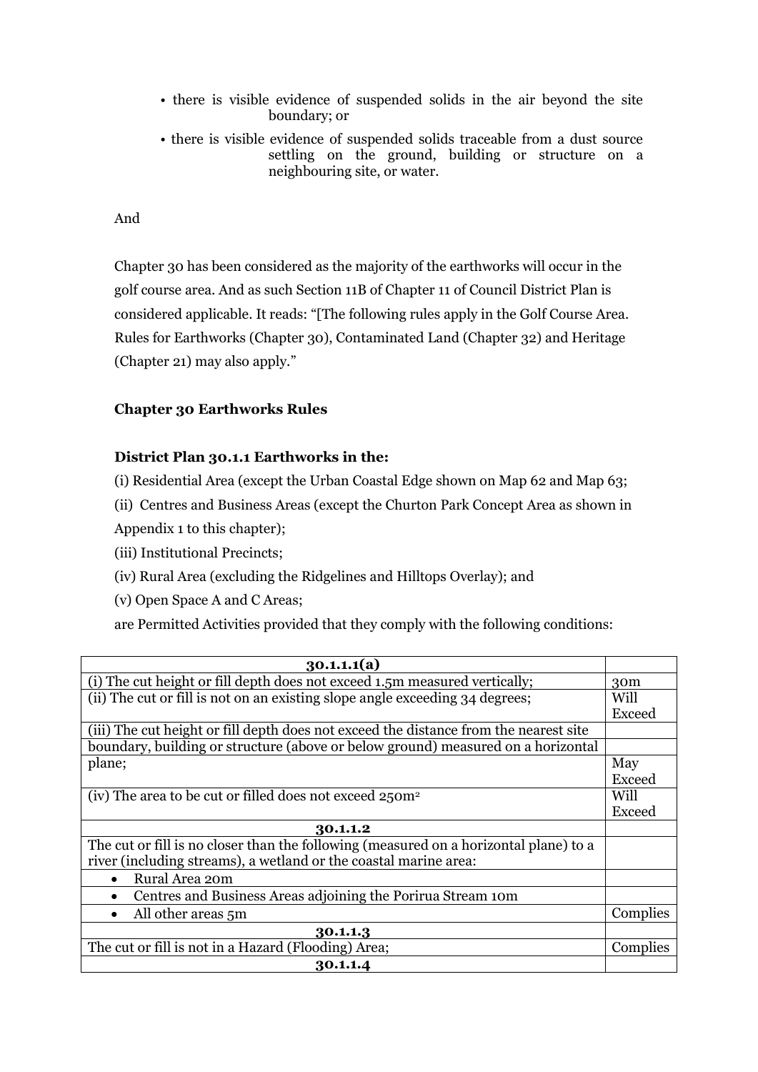- there is visible evidence of suspended solids in the air beyond the site boundary; or
- there is visible evidence of suspended solids traceable from a dust source settling on the ground, building or structure on a neighbouring site, or water.

And

Chapter 30 has been considered as the majority of the earthworks will occur in the golf course area. And as such Section 11B of Chapter 11 of Council District Plan is considered applicable. It reads: "[The following rules apply in the Golf Course Area. Rules for Earthworks (Chapter 30), Contaminated Land (Chapter 32) and Heritage (Chapter 21) may also apply."

**Chapter 30 Earthworks Rules**

**District Plan 30.1.1 Earthworks in the:**

(i) Residential Area (except the Urban Coastal Edge shown on Map 62 and Map 63;

(ii) Centres and Business Areas (except the Churton Park Concept Area as shown in Appendix 1 to this chapter);

(iii) Institutional Precincts;

(iv) Rural Area (excluding the Ridgelines and Hilltops Overlay); and

(v) Open Space A and C Areas;

are Permitted Activities provided that they comply with the following conditions:

| **30.1.1.1(a)** | |
|---|---|
| (i) The cut height or fill depth does not exceed 1.5m measured vertically; | 30m |
| (ii) The cut or fill is not on an existing slope angle exceeding 34 degrees; | Will Exceed |
| (iii) The cut height or fill depth does not exceed the distance from the nearest site boundary, building or structure (above or below ground) measured on a horizontal plane; | May Exceed |
| (iv) The area to be cut or filled does not exceed 250m² | Will Exceed |
| **30.1.1.2** | |
| The cut or fill is no closer than the following (measured on a horizontal plane) to a river (including streams), a wetland or the coastal marine area: | |
| • Rural Area 20m | |
| • Centres and Business Areas adjoining the Porirua Stream 10m | |
| • All other areas 5m | Complies |
| **30.1.1.3** | |
| The cut or fill is not in a Hazard (Flooding) Area; | Complies |
| **30.1.1.4** | |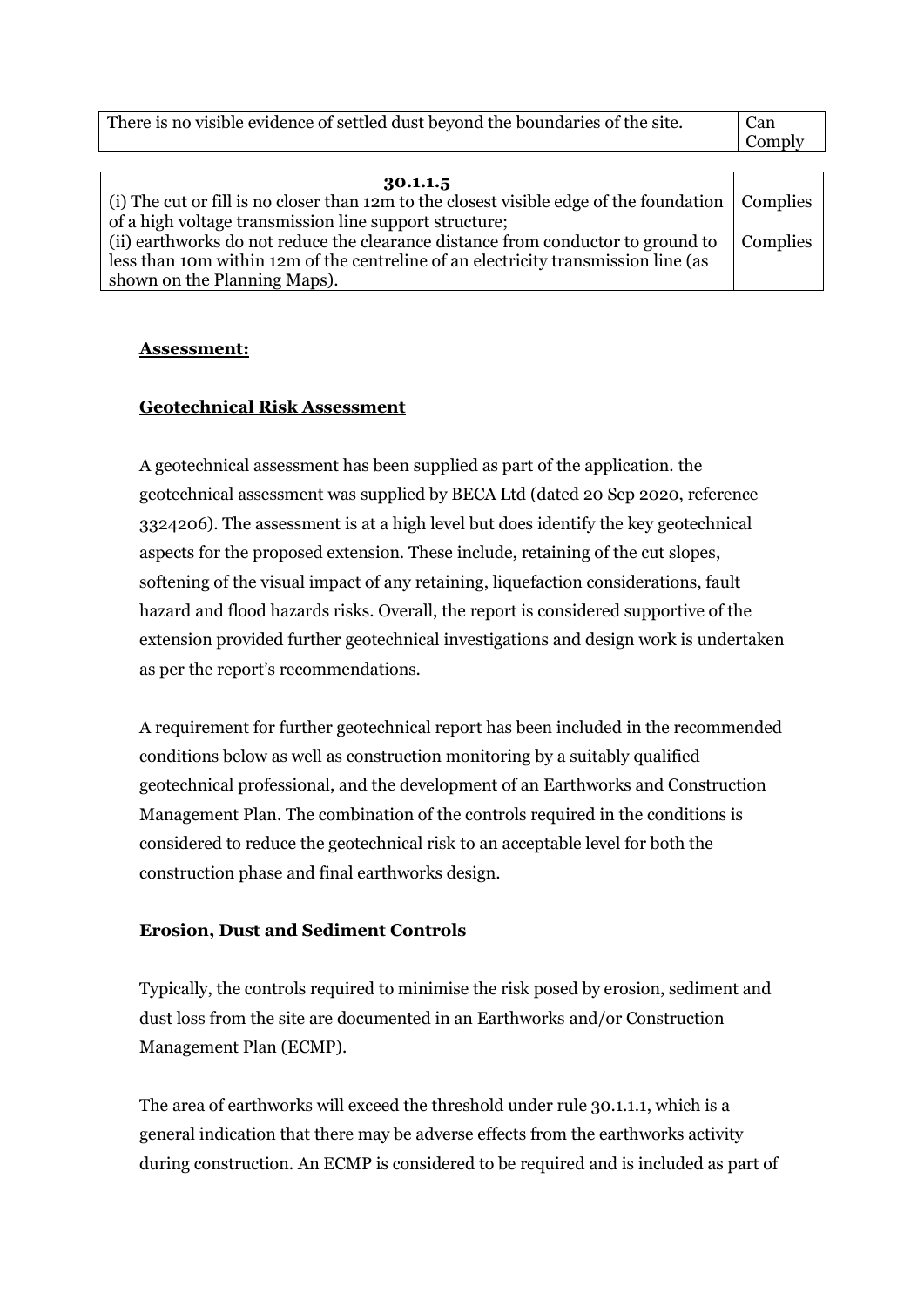| | |
|---|---|
| There is no visible evidence of settled dust beyond the boundaries of the site. | Can Comply |

| 30.1.1.5 | |
|---|---|
| (i) The cut or fill is no closer than 12m to the closest visible edge of the foundation of a high voltage transmission line support structure; | Complies |
| (ii) earthworks do not reduce the clearance distance from conductor to ground to less than 10m within 12m of the centreline of an electricity transmission line (as shown on the Planning Maps). | Complies |

**Assessment:**

**Geotechnical Risk Assessment**

A geotechnical assessment has been supplied as part of the application. the geotechnical assessment was supplied by BECA Ltd (dated 20 Sep 2020, reference 3324206). The assessment is at a high level but does identify the key geotechnical aspects for the proposed extension. These include, retaining of the cut slopes, softening of the visual impact of any retaining, liquefaction considerations, fault hazard and flood hazards risks. Overall, the report is considered supportive of the extension provided further geotechnical investigations and design work is undertaken as per the report's recommendations.

A requirement for further geotechnical report has been included in the recommended conditions below as well as construction monitoring by a suitably qualified geotechnical professional, and the development of an Earthworks and Construction Management Plan. The combination of the controls required in the conditions is considered to reduce the geotechnical risk to an acceptable level for both the construction phase and final earthworks design.

**Erosion, Dust and Sediment Controls**

Typically, the controls required to minimise the risk posed by erosion, sediment and dust loss from the site are documented in an Earthworks and/or Construction Management Plan (ECMP).

The area of earthworks will exceed the threshold under rule 30.1.1.1, which is a general indication that there may be adverse effects from the earthworks activity during construction. An ECMP is considered to be required and is included as part of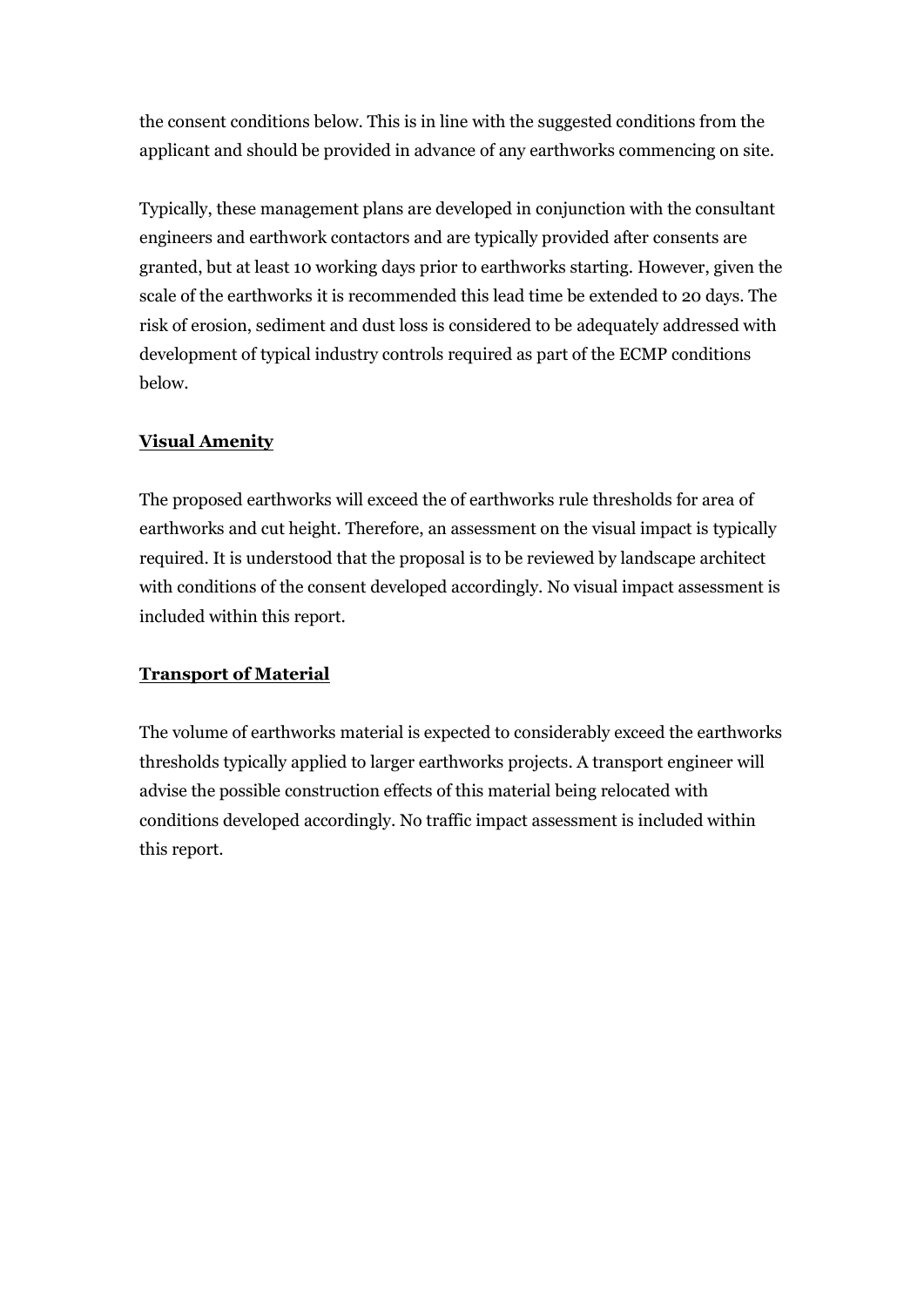the consent conditions below. This is in line with the suggested conditions from the applicant and should be provided in advance of any earthworks commencing on site.

Typically, these management plans are developed in conjunction with the consultant engineers and earthwork contactors and are typically provided after consents are granted, but at least 10 working days prior to earthworks starting. However, given the scale of the earthworks it is recommended this lead time be extended to 20 days. The risk of erosion, sediment and dust loss is considered to be adequately addressed with development of typical industry controls required as part of the ECMP conditions below.

**Visual Amenity**

The proposed earthworks will exceed the of earthworks rule thresholds for area of earthworks and cut height. Therefore, an assessment on the visual impact is typically required. It is understood that the proposal is to be reviewed by landscape architect with conditions of the consent developed accordingly. No visual impact assessment is included within this report.

**Transport of Material**

The volume of earthworks material is expected to considerably exceed the earthworks thresholds typically applied to larger earthworks projects. A transport engineer will advise the possible construction effects of this material being relocated with conditions developed accordingly. No traffic impact assessment is included within this report.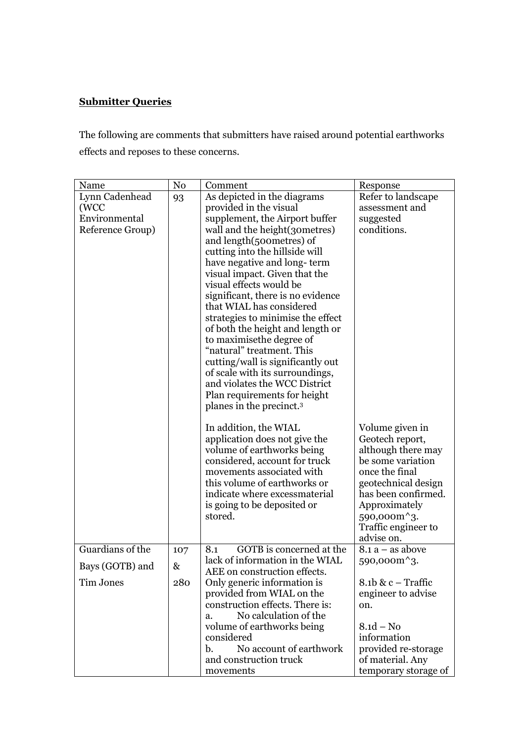**Submitter Queries**

The following are comments that submitters have raised around potential earthworks effects and reposes to these concerns.

| Name | No | Comment | Response |
| --- | --- | --- | --- |
| Lynn Cadenhead (WCC Environmental Reference Group) | 93 | As depicted in the diagrams provided in the visual supplement, the Airport buffer wall and the height(30metres) and length(500metres) of cutting into the hillside will have negative and long- term visual impact. Given that the visual effects would be significant, there is no evidence that WIAL has considered strategies to minimise the effect of both the height and length or to maximisethe degree of "natural" treatment. This cutting/wall is significantly out of scale with its surroundings, and violates the WCC District Plan requirements for height planes in the precinct.[3]<br><br>In addition, the WIAL application does not give the volume of earthworks being considered, account for truck movements associated with this volume of earthworks or indicate where excessmaterial is going to be deposited or stored. | Refer to landscape assessment and suggested conditions.<br><br>Volume given in Geotech report, although there may be some variation once the final geotechnical design has been confirmed. Approximately 590,000m^3. Traffic engineer to advise on. |
| Guardians of the Bays (GOTB) and Tim Jones | 107 & 280 | 8.1 GOTB is concerned at the lack of information in the WIAL AEE on construction effects. Only generic information is provided from WIAL on the construction effects. There is:<br>a. No calculation of the volume of earthworks being considered<br>b. No account of earthwork and construction truck movements | 8.1 a – as above 590,000m^3.<br><br>8.1b & c – Traffic engineer to advise on.<br><br>8.1d – No information provided re-storage of material. Any temporary storage of |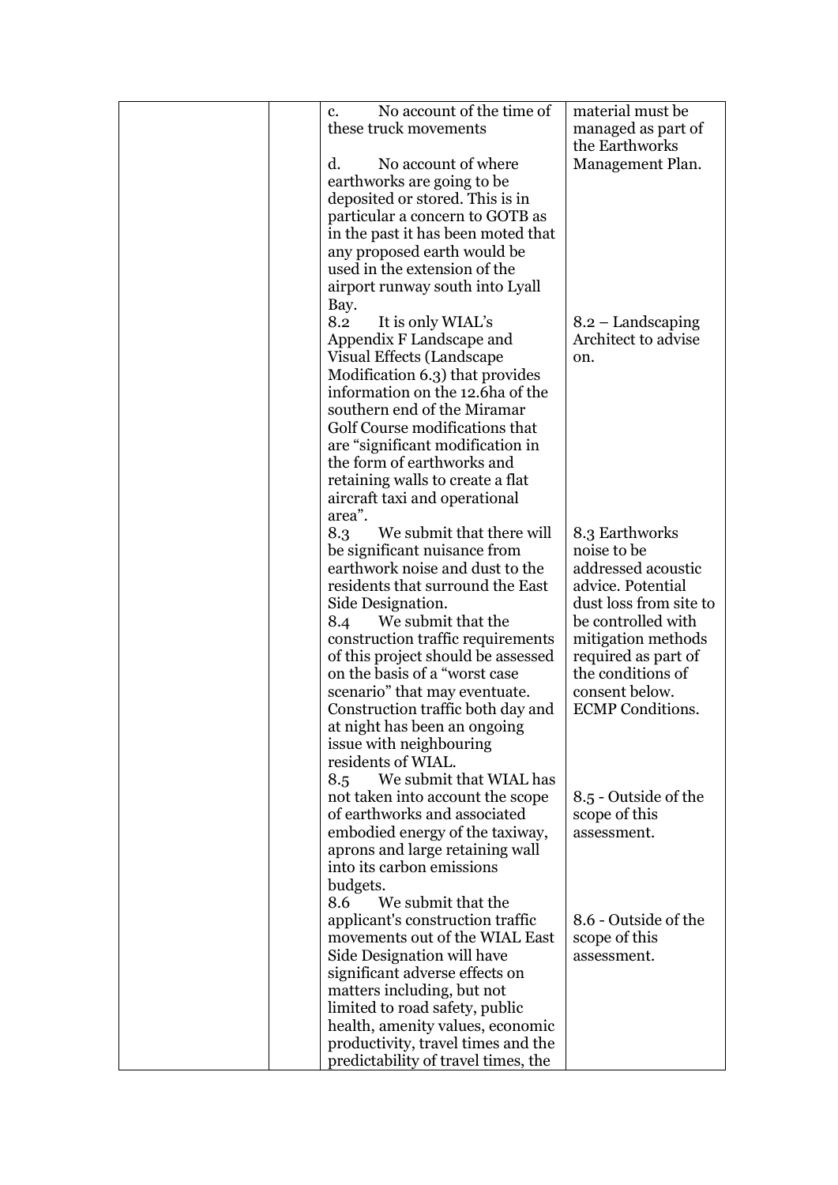| | | | |
|---|---|---|---|
| | | c. No account of the time of these truck movements<br><br>d. No account of where earthworks are going to be deposited or stored. This is in particular a concern to GOTB as in the past it has been moted that any proposed earth would be used in the extension of the airport runway south into Lyall Bay. | material must be managed as part of the Earthworks Management Plan. |
| | | 8.2 It is only WIAL's Appendix F Landscape and Visual Effects (Landscape Modification 6.3) that provides information on the 12.6ha of the southern end of the Miramar Golf Course modifications that are "significant modification in the form of earthworks and retaining walls to create a flat aircraft taxi and operational area". | 8.2 – Landscaping Architect to advise on. |
| | | 8.3 We submit that there will be significant nuisance from earthwork noise and dust to the residents that surround the East Side Designation.<br>8.4 We submit that the construction traffic requirements of this project should be assessed on the basis of a "worst case scenario" that may eventuate. Construction traffic both day and at night has been an ongoing issue with neighbouring residents of WIAL. | 8.3 Earthworks noise to be addressed acoustic advice. Potential dust loss from site to be controlled with mitigation methods required as part of the conditions of consent below. ECMP Conditions. |
| | | 8.5 We submit that WIAL has not taken into account the scope of earthworks and associated embodied energy of the taxiway, aprons and large retaining wall into its carbon emissions budgets. | 8.5 - Outside of the scope of this assessment. |
| | | 8.6 We submit that the applicant's construction traffic movements out of the WIAL East Side Designation will have significant adverse effects on matters including, but not limited to road safety, public health, amenity values, economic productivity, travel times and the predictability of travel times, the | 8.6 - Outside of the scope of this assessment. |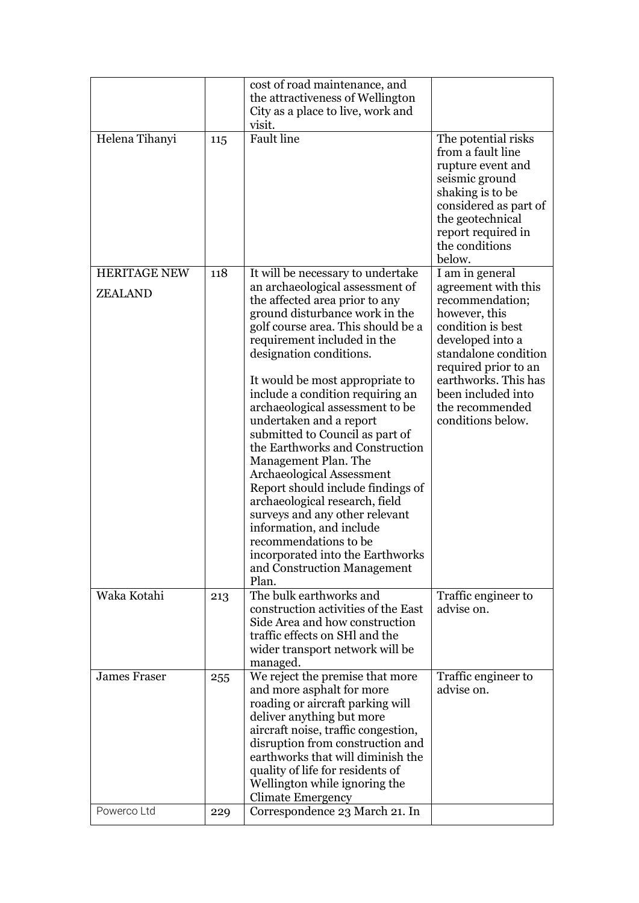| | | | |
|---|---|---|---|
| | | cost of road maintenance, and the attractiveness of Wellington City as a place to live, work and visit. | |
| Helena Tihanyi | 115 | Fault line | The potential risks from a fault line rupture event and seismic ground shaking is to be considered as part of the geotechnical report required in the conditions below. |
| HERITAGE NEW ZEALAND | 118 | It will be necessary to undertake an archaeological assessment of the affected area prior to any ground disturbance work in the golf course area. This should be a requirement included in the designation conditions.<br><br>It would be most appropriate to include a condition requiring an archaeological assessment to be undertaken and a report submitted to Council as part of the Earthworks and Construction Management Plan. The Archaeological Assessment Report should include findings of archaeological research, field surveys and any other relevant information, and include recommendations to be incorporated into the Earthworks and Construction Management Plan. | I am in general agreement with this recommendation; however, this condition is best developed into a standalone condition required prior to an earthworks. This has been included into the recommended conditions below. |
| Waka Kotahi | 213 | The bulk earthworks and construction activities of the East Side Area and how construction traffic effects on SHl and the wider transport network will be managed. | Traffic engineer to advise on. |
| James Fraser | 255 | We reject the premise that more and more asphalt for more roading or aircraft parking will deliver anything but more aircraft noise, traffic congestion, disruption from construction and earthworks that will diminish the quality of life for residents of Wellington while ignoring the Climate Emergency | Traffic engineer to advise on. |
| Powerco Ltd | 229 | Correspondence 23 March 21. In | |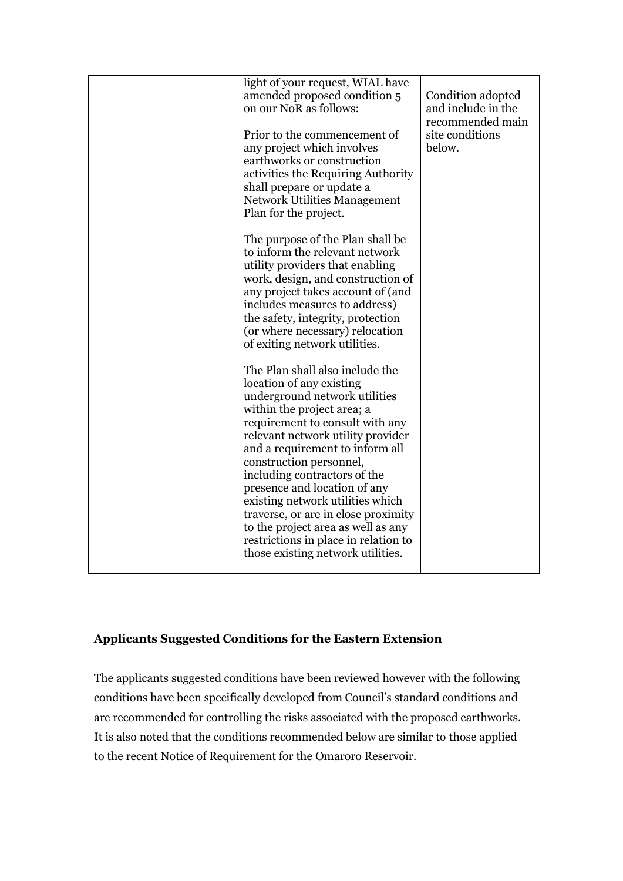| | | | |
|---|---|---|---|
| | | light of your request, WIAL have amended proposed condition 5 on our NoR as follows:<br><br>Prior to the commencement of any project which involves earthworks or construction activities the Requiring Authority shall prepare or update a Network Utilities Management Plan for the project.<br><br>The purpose of the Plan shall be to inform the relevant network utility providers that enabling work, design, and construction of any project takes account of (and includes measures to address) the safety, integrity, protection (or where necessary) relocation of exiting network utilities.<br><br>The Plan shall also include the location of any existing underground network utilities within the project area; a requirement to consult with any relevant network utility provider and a requirement to inform all construction personnel, including contractors of the presence and location of any existing network utilities which traverse, or are in close proximity to the project area as well as any restrictions in place in relation to those existing network utilities. | Condition adopted and include in the recommended main site conditions below. |

**Applicants Suggested Conditions for the Eastern Extension**

The applicants suggested conditions have been reviewed however with the following conditions have been specifically developed from Council's standard conditions and are recommended for controlling the risks associated with the proposed earthworks. It is also noted that the conditions recommended below are similar to those applied to the recent Notice of Requirement for the Omaroro Reservoir.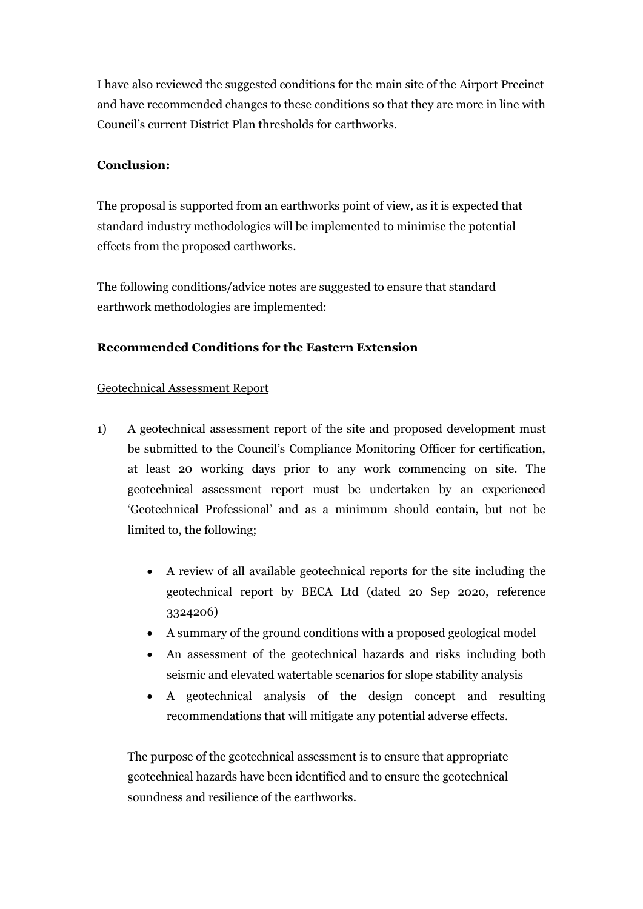I have also reviewed the suggested conditions for the main site of the Airport Precinct and have recommended changes to these conditions so that they are more in line with Council's current District Plan thresholds for earthworks.

**Conclusion:**

The proposal is supported from an earthworks point of view, as it is expected that standard industry methodologies will be implemented to minimise the potential effects from the proposed earthworks.

The following conditions/advice notes are suggested to ensure that standard earthwork methodologies are implemented:

**Recommended Conditions for the Eastern Extension**

Geotechnical Assessment Report

1) A geotechnical assessment report of the site and proposed development must be submitted to the Council's Compliance Monitoring Officer for certification, at least 20 working days prior to any work commencing on site. The geotechnical assessment report must be undertaken by an experienced 'Geotechnical Professional' and as a minimum should contain, but not be limited to, the following;

    - A review of all available geotechnical reports for the site including the geotechnical report by BECA Ltd (dated 20 Sep 2020, reference 3324206)
    - A summary of the ground conditions with a proposed geological model
    - An assessment of the geotechnical hazards and risks including both seismic and elevated watertable scenarios for slope stability analysis
    - A geotechnical analysis of the design concept and resulting recommendations that will mitigate any potential adverse effects.

    The purpose of the geotechnical assessment is to ensure that appropriate geotechnical hazards have been identified and to ensure the geotechnical soundness and resilience of the earthworks.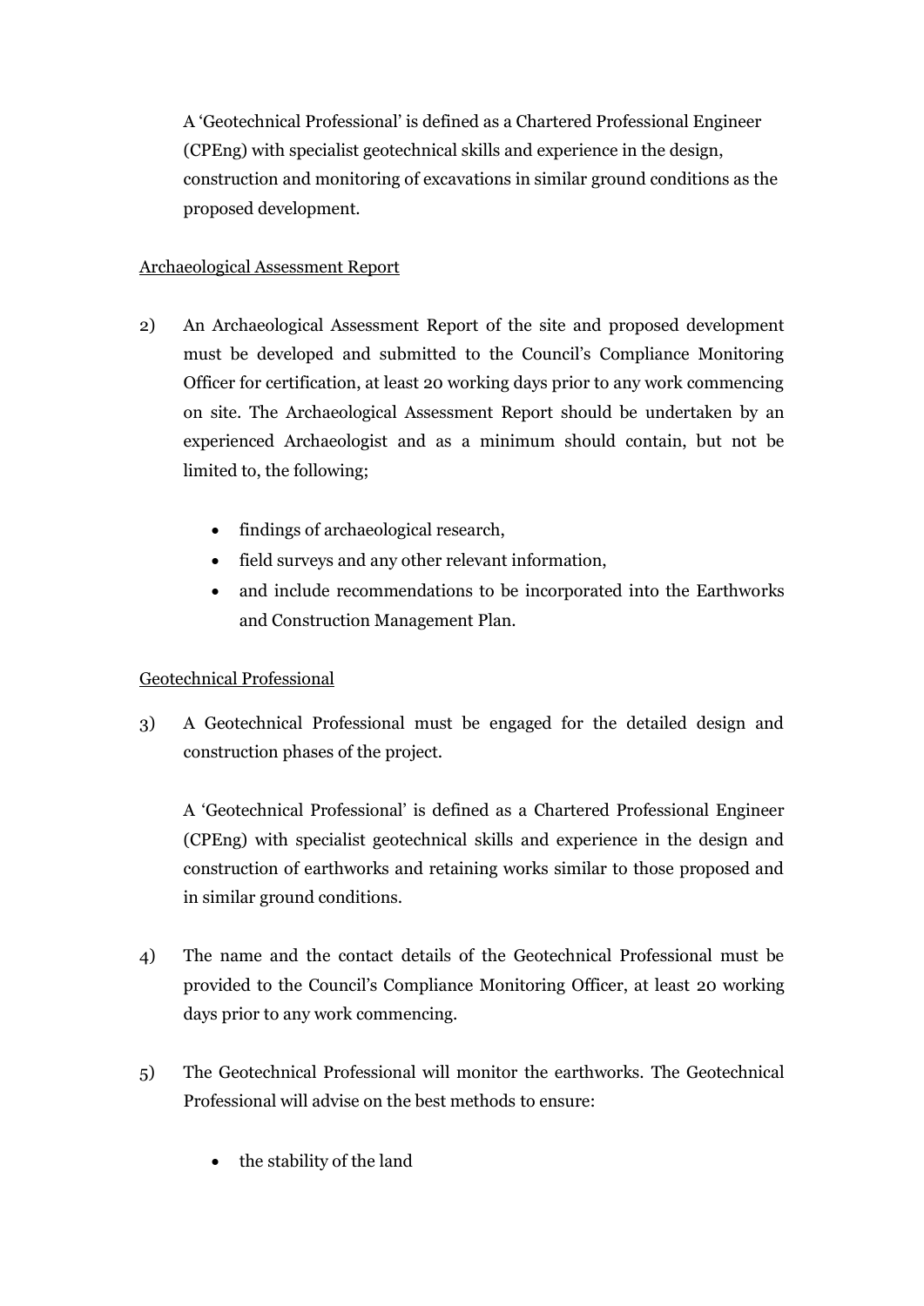A 'Geotechnical Professional' is defined as a Chartered Professional Engineer (CPEng) with specialist geotechnical skills and experience in the design, construction and monitoring of excavations in similar ground conditions as the proposed development.

Archaeological Assessment Report

2) An Archaeological Assessment Report of the site and proposed development must be developed and submitted to the Council's Compliance Monitoring Officer for certification, at least 20 working days prior to any work commencing on site. The Archaeological Assessment Report should be undertaken by an experienced Archaeologist and as a minimum should contain, but not be limited to, the following;

   - findings of archaeological research,
   - field surveys and any other relevant information,
   - and include recommendations to be incorporated into the Earthworks and Construction Management Plan.

Geotechnical Professional

3) A Geotechnical Professional must be engaged for the detailed design and construction phases of the project.

   A 'Geotechnical Professional' is defined as a Chartered Professional Engineer (CPEng) with specialist geotechnical skills and experience in the design and construction of earthworks and retaining works similar to those proposed and in similar ground conditions.

4) The name and the contact details of the Geotechnical Professional must be provided to the Council's Compliance Monitoring Officer, at least 20 working days prior to any work commencing.

5) The Geotechnical Professional will monitor the earthworks. The Geotechnical Professional will advise on the best methods to ensure:

   - the stability of the land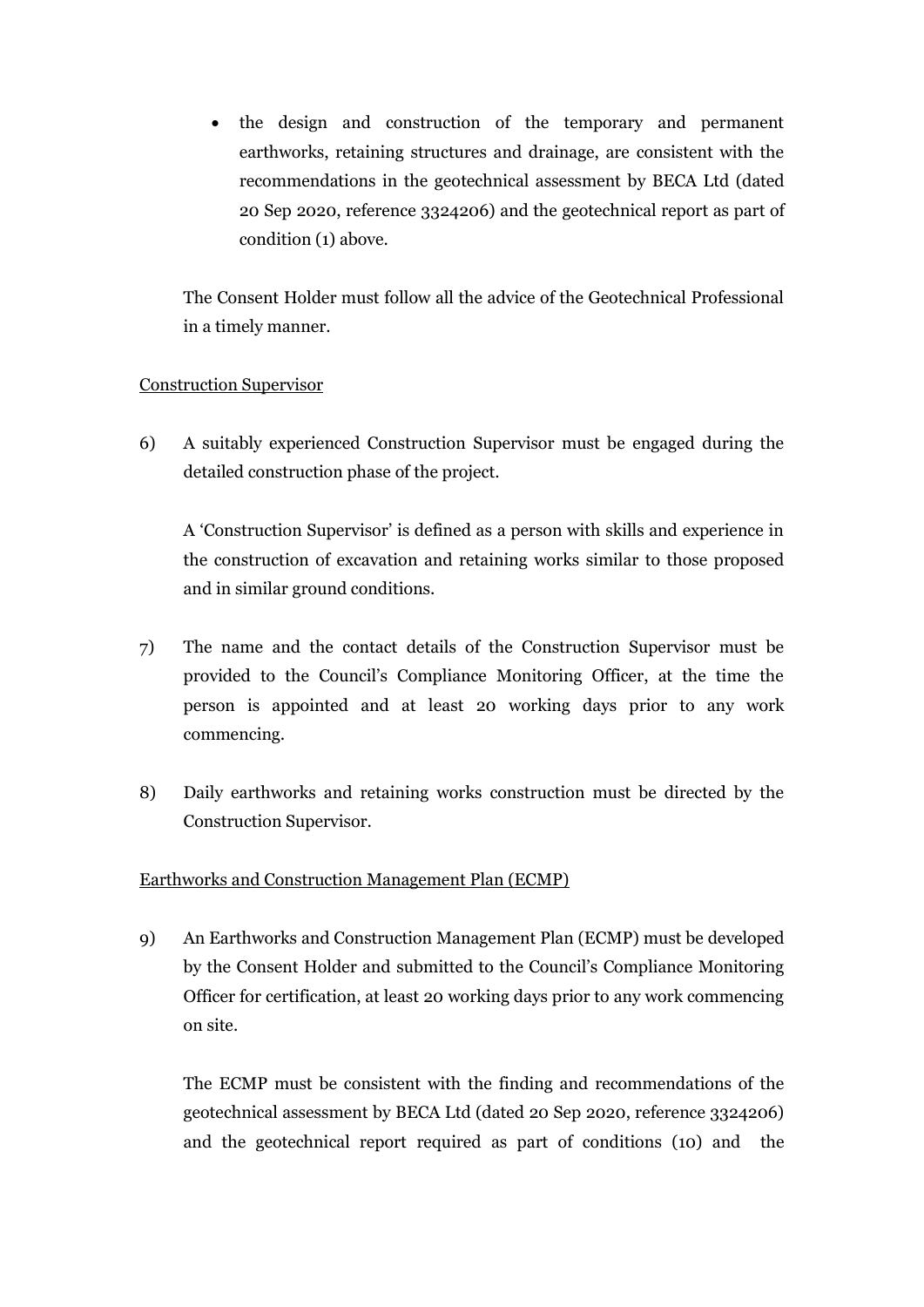- the design and construction of the temporary and permanent earthworks, retaining structures and drainage, are consistent with the recommendations in the geotechnical assessment by BECA Ltd (dated 20 Sep 2020, reference 3324206) and the geotechnical report as part of condition (1) above.

The Consent Holder must follow all the advice of the Geotechnical Professional in a timely manner.

Construction Supervisor

6) A suitably experienced Construction Supervisor must be engaged during the detailed construction phase of the project.

   A 'Construction Supervisor' is defined as a person with skills and experience in the construction of excavation and retaining works similar to those proposed and in similar ground conditions.

7) The name and the contact details of the Construction Supervisor must be provided to the Council's Compliance Monitoring Officer, at the time the person is appointed and at least 20 working days prior to any work commencing.

8) Daily earthworks and retaining works construction must be directed by the Construction Supervisor.

Earthworks and Construction Management Plan (ECMP)

9) An Earthworks and Construction Management Plan (ECMP) must be developed by the Consent Holder and submitted to the Council's Compliance Monitoring Officer for certification, at least 20 working days prior to any work commencing on site.

   The ECMP must be consistent with the finding and recommendations of the geotechnical assessment by BECA Ltd (dated 20 Sep 2020, reference 3324206) and the geotechnical report required as part of conditions (10) and the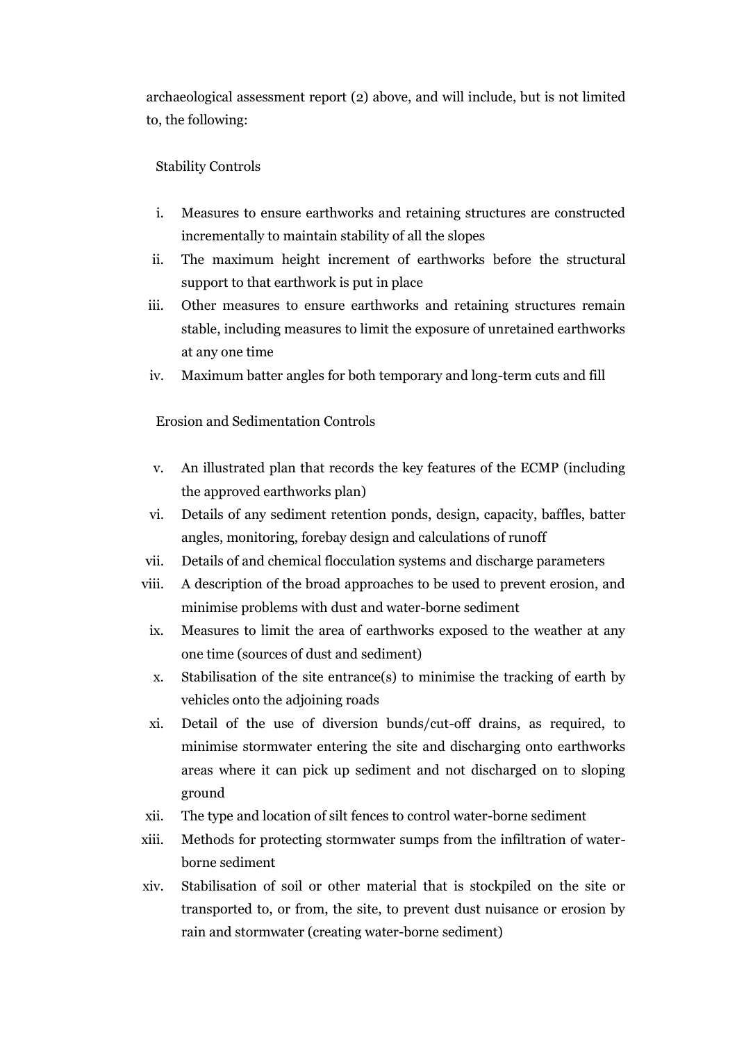archaeological assessment report (2) above, and will include, but is not limited to, the following:

Stability Controls

i. Measures to ensure earthworks and retaining structures are constructed incrementally to maintain stability of all the slopes
ii. The maximum height increment of earthworks before the structural support to that earthwork is put in place
iii. Other measures to ensure earthworks and retaining structures remain stable, including measures to limit the exposure of unretained earthworks at any one time
iv. Maximum batter angles for both temporary and long-term cuts and fill

Erosion and Sedimentation Controls

v. An illustrated plan that records the key features of the ECMP (including the approved earthworks plan)
vi. Details of any sediment retention ponds, design, capacity, baffles, batter angles, monitoring, forebay design and calculations of runoff
vii. Details of and chemical flocculation systems and discharge parameters
viii. A description of the broad approaches to be used to prevent erosion, and minimise problems with dust and water-borne sediment
ix. Measures to limit the area of earthworks exposed to the weather at any one time (sources of dust and sediment)
x. Stabilisation of the site entrance(s) to minimise the tracking of earth by vehicles onto the adjoining roads
xi. Detail of the use of diversion bunds/cut-off drains, as required, to minimise stormwater entering the site and discharging onto earthworks areas where it can pick up sediment and not discharged on to sloping ground
xii. The type and location of silt fences to control water-borne sediment
xiii. Methods for protecting stormwater sumps from the infiltration of water-borne sediment
xiv. Stabilisation of soil or other material that is stockpiled on the site or transported to, or from, the site, to prevent dust nuisance or erosion by rain and stormwater (creating water-borne sediment)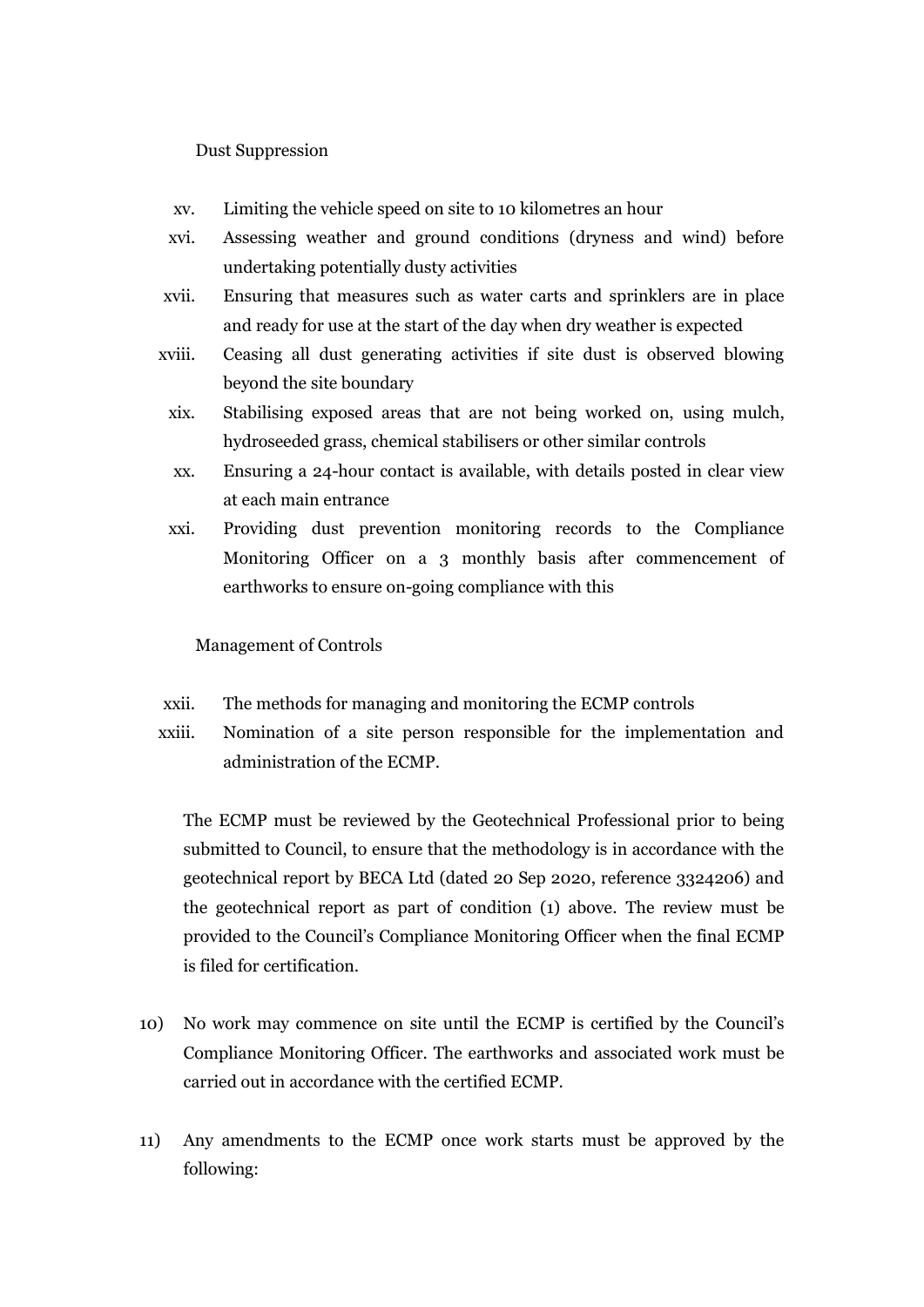Dust Suppression

xv. Limiting the vehicle speed on site to 10 kilometres an hour

xvi. Assessing weather and ground conditions (dryness and wind) before undertaking potentially dusty activities

xvii. Ensuring that measures such as water carts and sprinklers are in place and ready for use at the start of the day when dry weather is expected

xviii. Ceasing all dust generating activities if site dust is observed blowing beyond the site boundary

xix. Stabilising exposed areas that are not being worked on, using mulch, hydroseeded grass, chemical stabilisers or other similar controls

xx. Ensuring a 24-hour contact is available, with details posted in clear view at each main entrance

xxi. Providing dust prevention monitoring records to the Compliance Monitoring Officer on a 3 monthly basis after commencement of earthworks to ensure on-going compliance with this

Management of Controls

xxii. The methods for managing and monitoring the ECMP controls

xxiii. Nomination of a site person responsible for the implementation and administration of the ECMP.

The ECMP must be reviewed by the Geotechnical Professional prior to being submitted to Council, to ensure that the methodology is in accordance with the geotechnical report by BECA Ltd (dated 20 Sep 2020, reference 3324206) and the geotechnical report as part of condition (1) above. The review must be provided to the Council's Compliance Monitoring Officer when the final ECMP is filed for certification.

10) No work may commence on site until the ECMP is certified by the Council's Compliance Monitoring Officer. The earthworks and associated work must be carried out in accordance with the certified ECMP.

11) Any amendments to the ECMP once work starts must be approved by the following: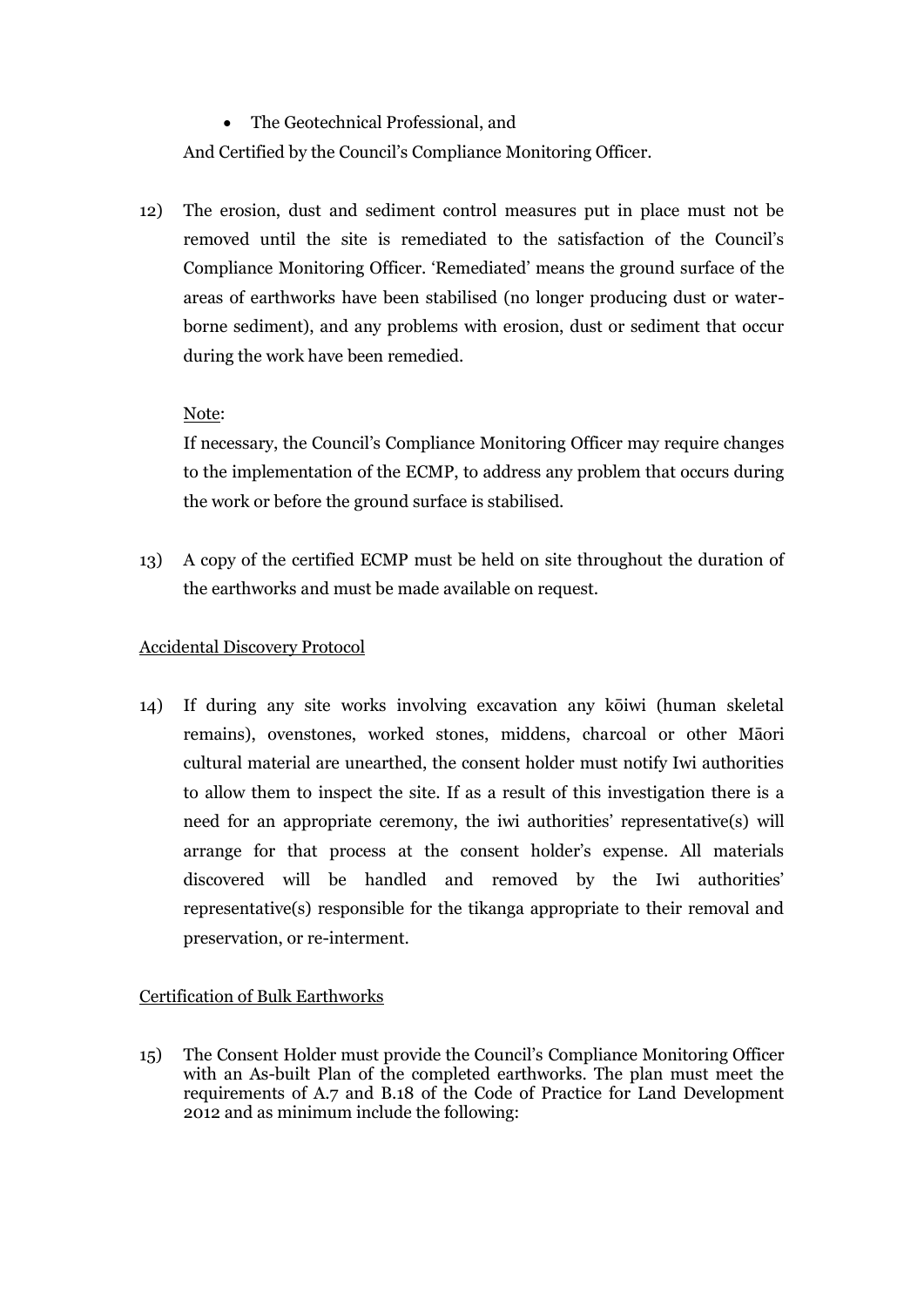- The Geotechnical Professional, and

And Certified by the Council's Compliance Monitoring Officer.

12) The erosion, dust and sediment control measures put in place must not be removed until the site is remediated to the satisfaction of the Council's Compliance Monitoring Officer. 'Remediated' means the ground surface of the areas of earthworks have been stabilised (no longer producing dust or water-borne sediment), and any problems with erosion, dust or sediment that occur during the work have been remedied.

    Note:
    If necessary, the Council's Compliance Monitoring Officer may require changes to the implementation of the ECMP, to address any problem that occurs during the work or before the ground surface is stabilised.

13) A copy of the certified ECMP must be held on site throughout the duration of the earthworks and must be made available on request.

Accidental Discovery Protocol

14) If during any site works involving excavation any kōiwi (human skeletal remains), ovenstones, worked stones, middens, charcoal or other Māori cultural material are unearthed, the consent holder must notify Iwi authorities to allow them to inspect the site. If as a result of this investigation there is a need for an appropriate ceremony, the iwi authorities' representative(s) will arrange for that process at the consent holder's expense. All materials discovered will be handled and removed by the Iwi authorities' representative(s) responsible for the tikanga appropriate to their removal and preservation, or re-interment.

Certification of Bulk Earthworks

15) The Consent Holder must provide the Council's Compliance Monitoring Officer with an As-built Plan of the completed earthworks. The plan must meet the requirements of A.7 and B.18 of the Code of Practice for Land Development 2012 and as minimum include the following: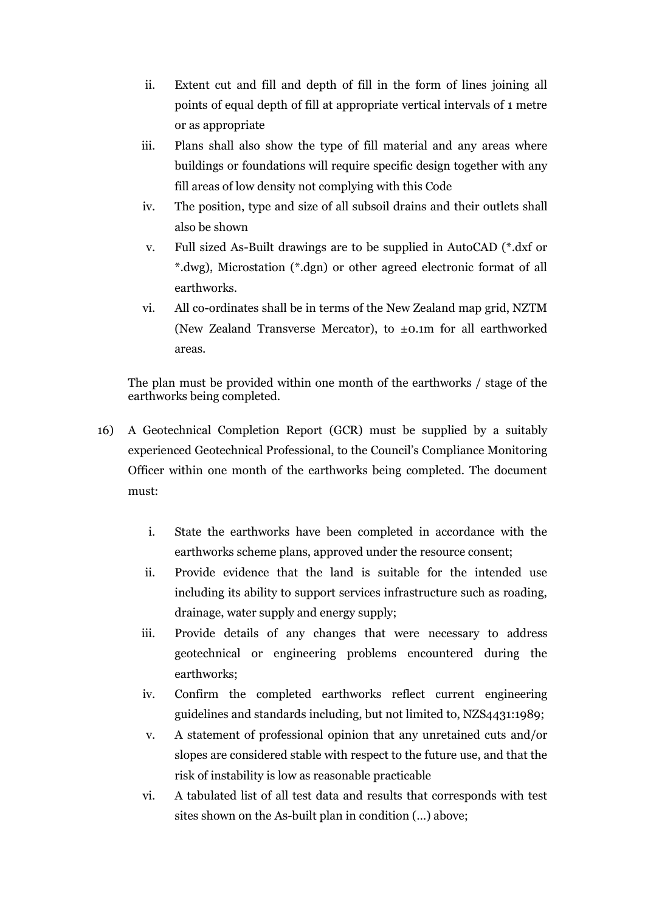ii. Extent cut and fill and depth of fill in the form of lines joining all points of equal depth of fill at appropriate vertical intervals of 1 metre or as appropriate

iii. Plans shall also show the type of fill material and any areas where buildings or foundations will require specific design together with any fill areas of low density not complying with this Code

iv. The position, type and size of all subsoil drains and their outlets shall also be shown

v. Full sized As-Built drawings are to be supplied in AutoCAD (*.dxf or *.dwg), Microstation (*.dgn) or other agreed electronic format of all earthworks.

vi. All co-ordinates shall be in terms of the New Zealand map grid, NZTM (New Zealand Transverse Mercator), to ±0.1m for all earthworked areas.

The plan must be provided within one month of the earthworks / stage of the earthworks being completed.

16) A Geotechnical Completion Report (GCR) must be supplied by a suitably experienced Geotechnical Professional, to the Council's Compliance Monitoring Officer within one month of the earthworks being completed. The document must:

i. State the earthworks have been completed in accordance with the earthworks scheme plans, approved under the resource consent;

ii. Provide evidence that the land is suitable for the intended use including its ability to support services infrastructure such as roading, drainage, water supply and energy supply;

iii. Provide details of any changes that were necessary to address geotechnical or engineering problems encountered during the earthworks;

iv. Confirm the completed earthworks reflect current engineering guidelines and standards including, but not limited to, NZS4431:1989;

v. A statement of professional opinion that any unretained cuts and/or slopes are considered stable with respect to the future use, and that the risk of instability is low as reasonable practicable

vi. A tabulated list of all test data and results that corresponds with test sites shown on the As-built plan in condition (…) above;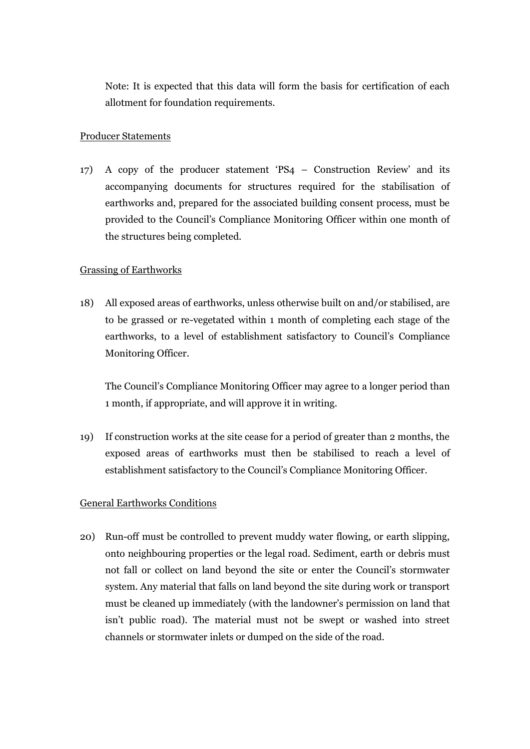Note: It is expected that this data will form the basis for certification of each allotment for foundation requirements.

<u>Producer Statements</u>

17) A copy of the producer statement 'PS4 – Construction Review' and its accompanying documents for structures required for the stabilisation of earthworks and, prepared for the associated building consent process, must be provided to the Council's Compliance Monitoring Officer within one month of the structures being completed.

<u>Grassing of Earthworks</u>

18) All exposed areas of earthworks, unless otherwise built on and/or stabilised, are to be grassed or re-vegetated within 1 month of completing each stage of the earthworks, to a level of establishment satisfactory to Council's Compliance Monitoring Officer.

    The Council's Compliance Monitoring Officer may agree to a longer period than 1 month, if appropriate, and will approve it in writing.

19) If construction works at the site cease for a period of greater than 2 months, the exposed areas of earthworks must then be stabilised to reach a level of establishment satisfactory to the Council's Compliance Monitoring Officer.

<u>General Earthworks Conditions</u>

20) Run-off must be controlled to prevent muddy water flowing, or earth slipping, onto neighbouring properties or the legal road. Sediment, earth or debris must not fall or collect on land beyond the site or enter the Council's stormwater system. Any material that falls on land beyond the site during work or transport must be cleaned up immediately (with the landowner's permission on land that isn't public road). The material must not be swept or washed into street channels or stormwater inlets or dumped on the side of the road.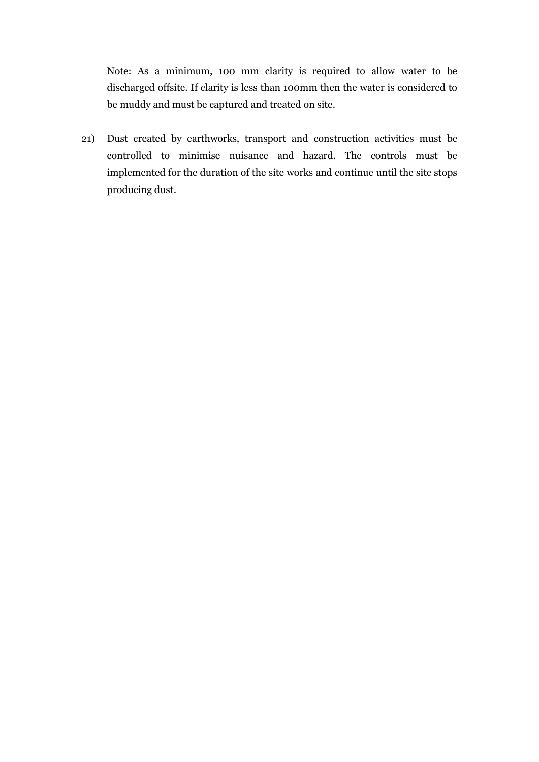Note: As a minimum, 100 mm clarity is required to allow water to be discharged offsite. If clarity is less than 100mm then the water is considered to be muddy and must be captured and treated on site.

21) Dust created by earthworks, transport and construction activities must be controlled to minimise nuisance and hazard. The controls must be implemented for the duration of the site works and continue until the site stops producing dust.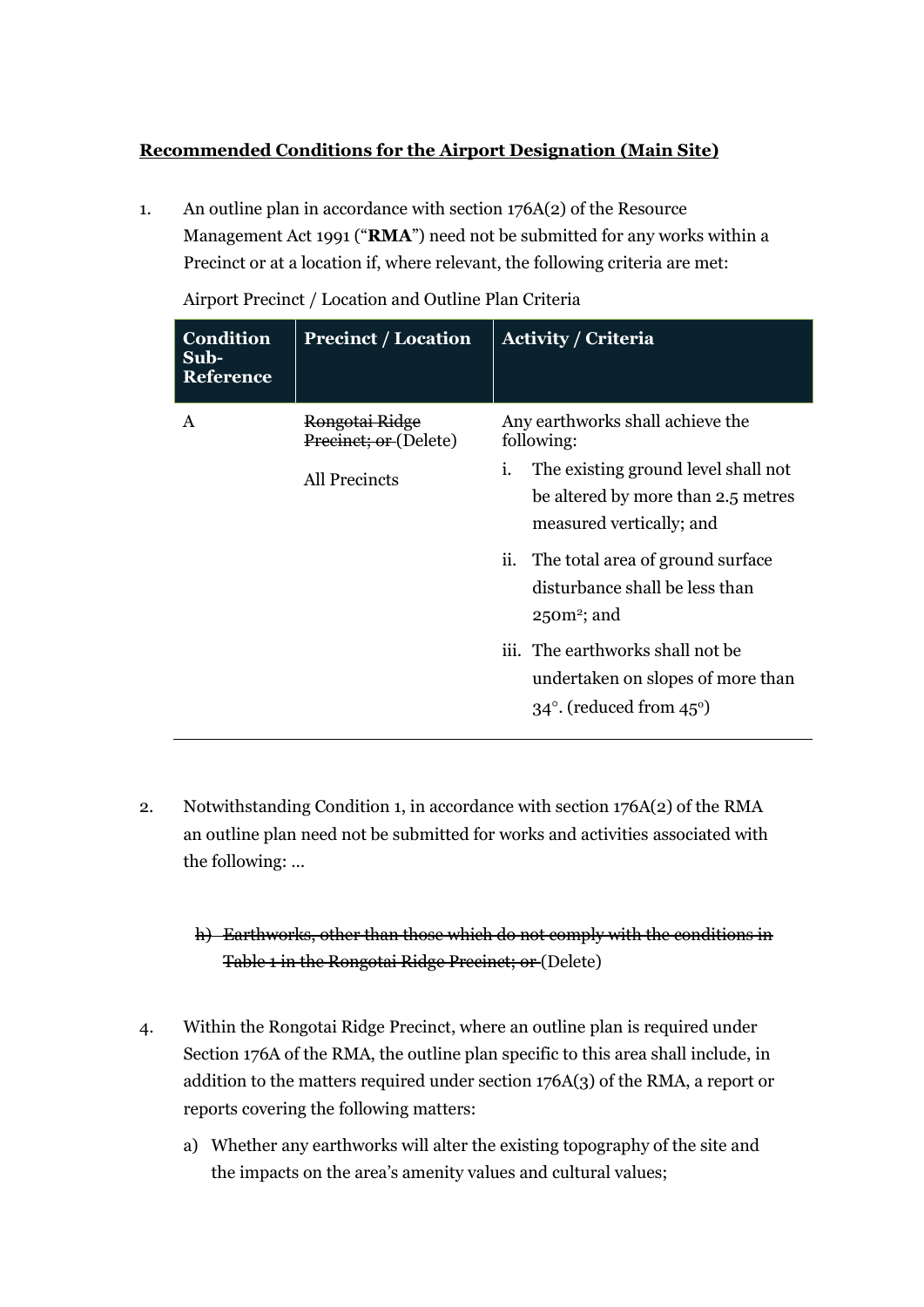**<u>Recommended Conditions for the Airport Designation (Main Site)</u>**

1. An outline plan in accordance with section 176A(2) of the Resource Management Act 1991 ("**RMA**") need not be submitted for any works within a Precinct or at a location if, where relevant, the following criteria are met:

Airport Precinct / Location and Outline Plan Criteria

| Condition Sub-Reference | Precinct / Location | Activity / Criteria |
|---|---|---|
| A | ~~Rongotai Ridge Precinct; or~~ (Delete)<br><br>All Precincts | Any earthworks shall achieve the following:<br>i. The existing ground level shall not be altered by more than 2.5 metres measured vertically; and<br>ii. The total area of ground surface disturbance shall be less than 250m²; and<br>iii. The earthworks shall not be undertaken on slopes of more than 34°. (reduced from 45°) |

2. Notwithstanding Condition 1, in accordance with section 176A(2) of the RMA an outline plan need not be submitted for works and activities associated with the following: …

   ~~h) Earthworks, other than those which do not comply with the conditions in Table 1 in the Rongotai Ridge Precinct; or~~ (Delete)

4. Within the Rongotai Ridge Precinct, where an outline plan is required under Section 176A of the RMA, the outline plan specific to this area shall include, in addition to the matters required under section 176A(3) of the RMA, a report or reports covering the following matters:

   a) Whether any earthworks will alter the existing topography of the site and the impacts on the area's amenity values and cultural values;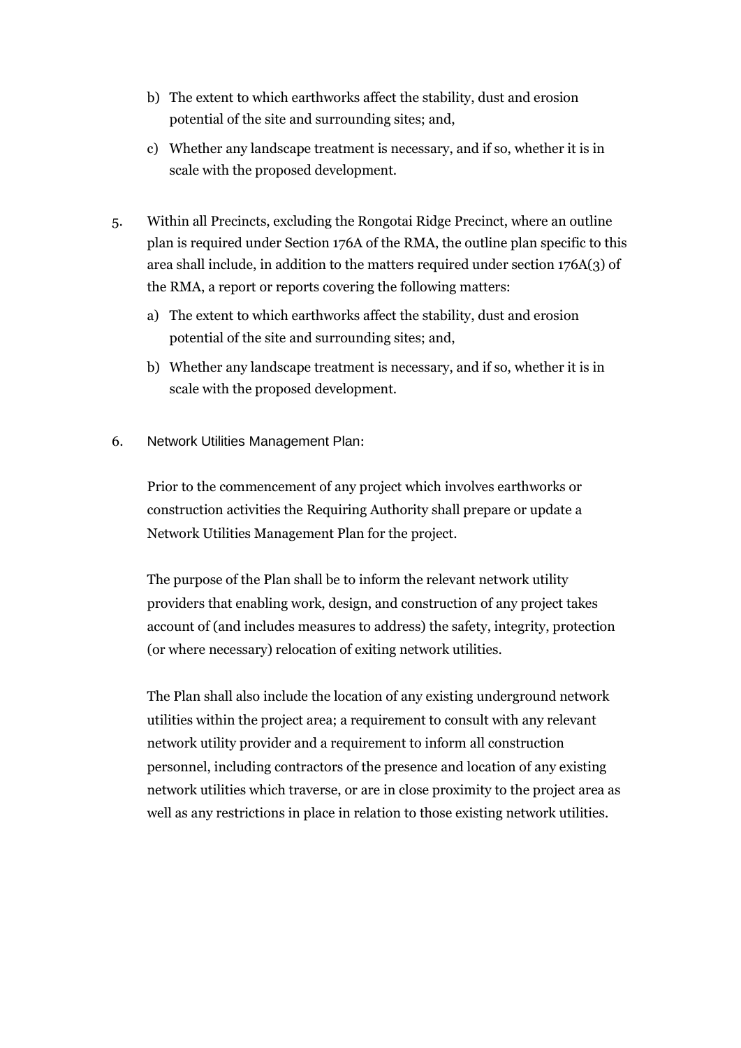b) The extent to which earthworks affect the stability, dust and erosion potential of the site and surrounding sites; and,

c) Whether any landscape treatment is necessary, and if so, whether it is in scale with the proposed development.

5. Within all Precincts, excluding the Rongotai Ridge Precinct, where an outline plan is required under Section 176A of the RMA, the outline plan specific to this area shall include, in addition to the matters required under section 176A(3) of the RMA, a report or reports covering the following matters:

   a) The extent to which earthworks affect the stability, dust and erosion potential of the site and surrounding sites; and,

   b) Whether any landscape treatment is necessary, and if so, whether it is in scale with the proposed development.

6. Network Utilities Management Plan:

   Prior to the commencement of any project which involves earthworks or construction activities the Requiring Authority shall prepare or update a Network Utilities Management Plan for the project.

   The purpose of the Plan shall be to inform the relevant network utility providers that enabling work, design, and construction of any project takes account of (and includes measures to address) the safety, integrity, protection (or where necessary) relocation of exiting network utilities.

   The Plan shall also include the location of any existing underground network utilities within the project area; a requirement to consult with any relevant network utility provider and a requirement to inform all construction personnel, including contractors of the presence and location of any existing network utilities which traverse, or are in close proximity to the project area as well as any restrictions in place in relation to those existing network utilities.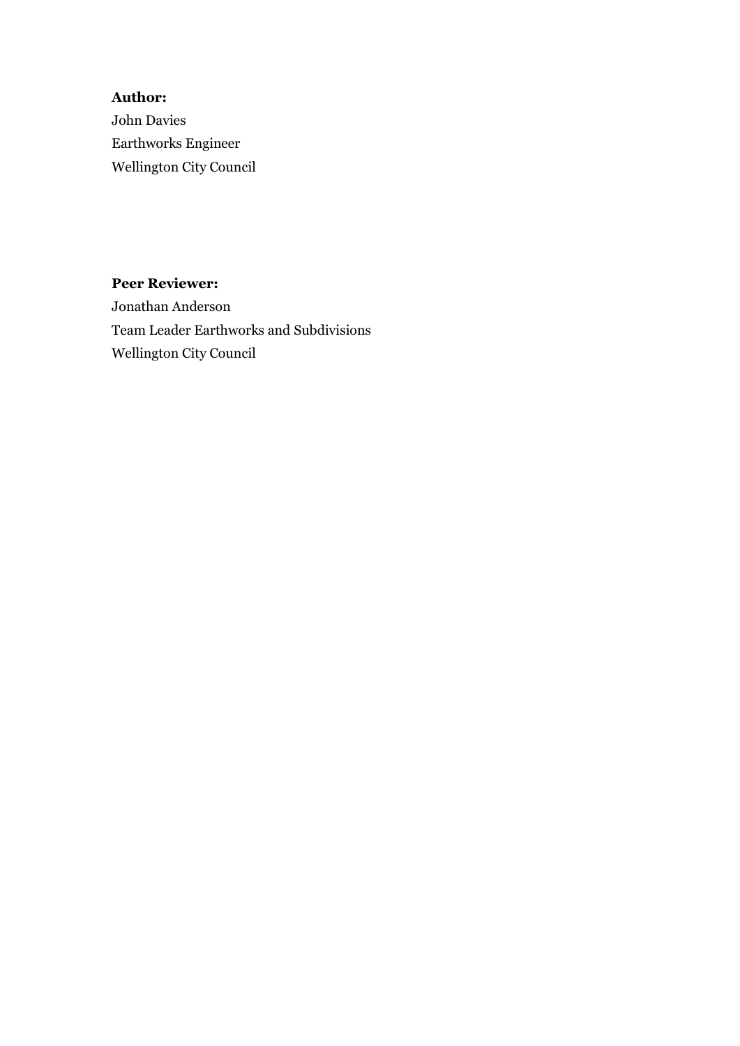**Author:**

John Davies
Earthworks Engineer
Wellington City Council

**Peer Reviewer:**

Jonathan Anderson
Team Leader Earthworks and Subdivisions
Wellington City Council